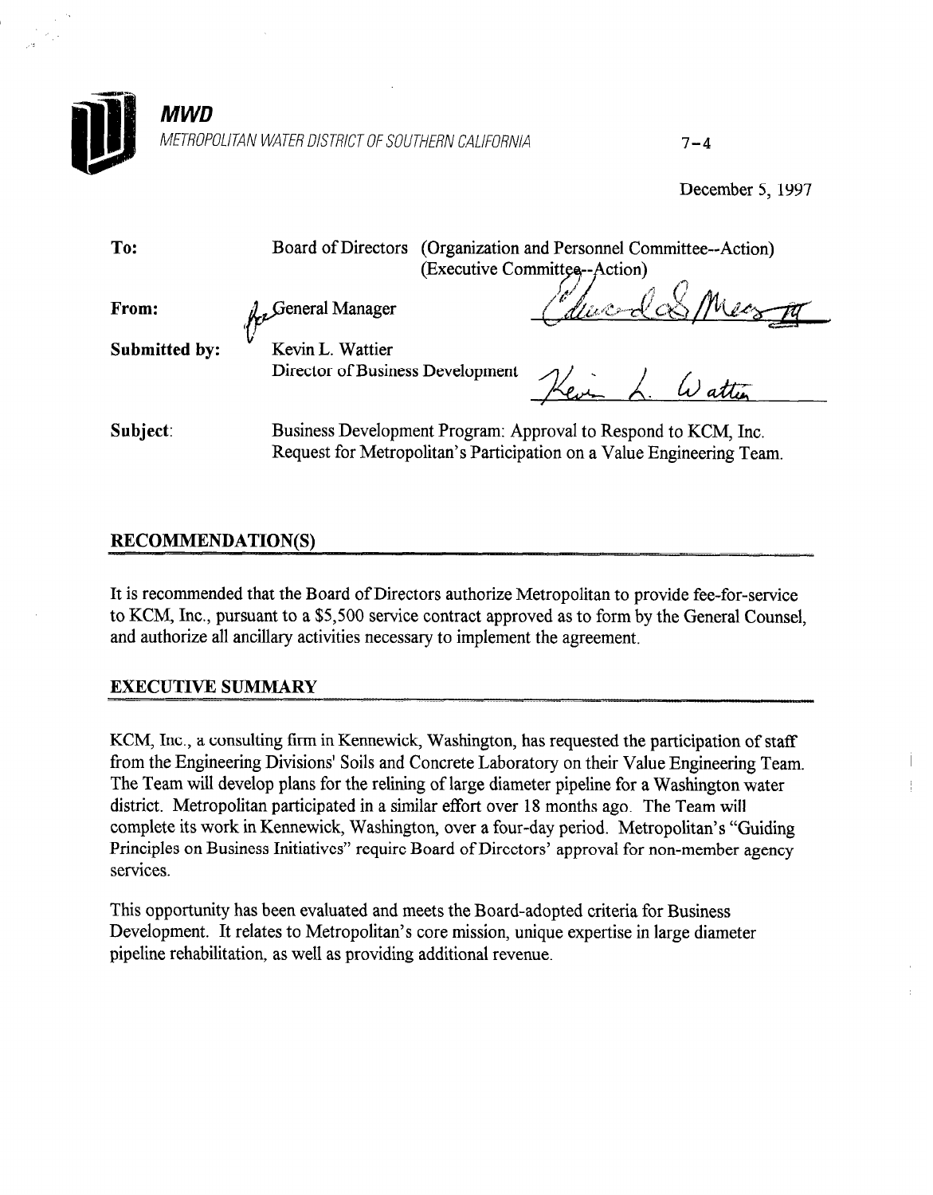**MWD**

*METROPOLITAN WATER DISTRICT OF SOUTHERN CALIFORNIA*

7-4

December 5, 1997

| | |
|---|---|
| **To:** | Board of Directors (Organization and Personnel Committee--Action) (Executive Committee--Action) |
| **From:** | for General Manager |
| **Submitted by:** | Kevin L. Wattier<br>Director of Business Development |
| **Subject:** | Business Development Program: Approval to Respond to KCM, Inc. Request for Metropolitan's Participation on a Value Engineering Team. |

## RECOMMENDATION(S)

It is recommended that the Board of Directors authorize Metropolitan to provide fee-for-service to KCM, Inc., pursuant to a $5,500 service contract approved as to form by the General Counsel, and authorize all ancillary activities necessary to implement the agreement.

## EXECUTIVE SUMMARY

KCM, Inc., a consulting firm in Kennewick, Washington, has requested the participation of staff from the Engineering Divisions' Soils and Concrete Laboratory on their Value Engineering Team. The Team will develop plans for the relining of large diameter pipeline for a Washington water district. Metropolitan participated in a similar effort over 18 months ago. The Team will complete its work in Kennewick, Washington, over a four-day period. Metropolitan's "Guiding Principles on Business Initiatives" require Board of Directors' approval for non-member agency services.

This opportunity has been evaluated and meets the Board-adopted criteria for Business Development. It relates to Metropolitan's core mission, unique expertise in large diameter pipeline rehabilitation, as well as providing additional revenue.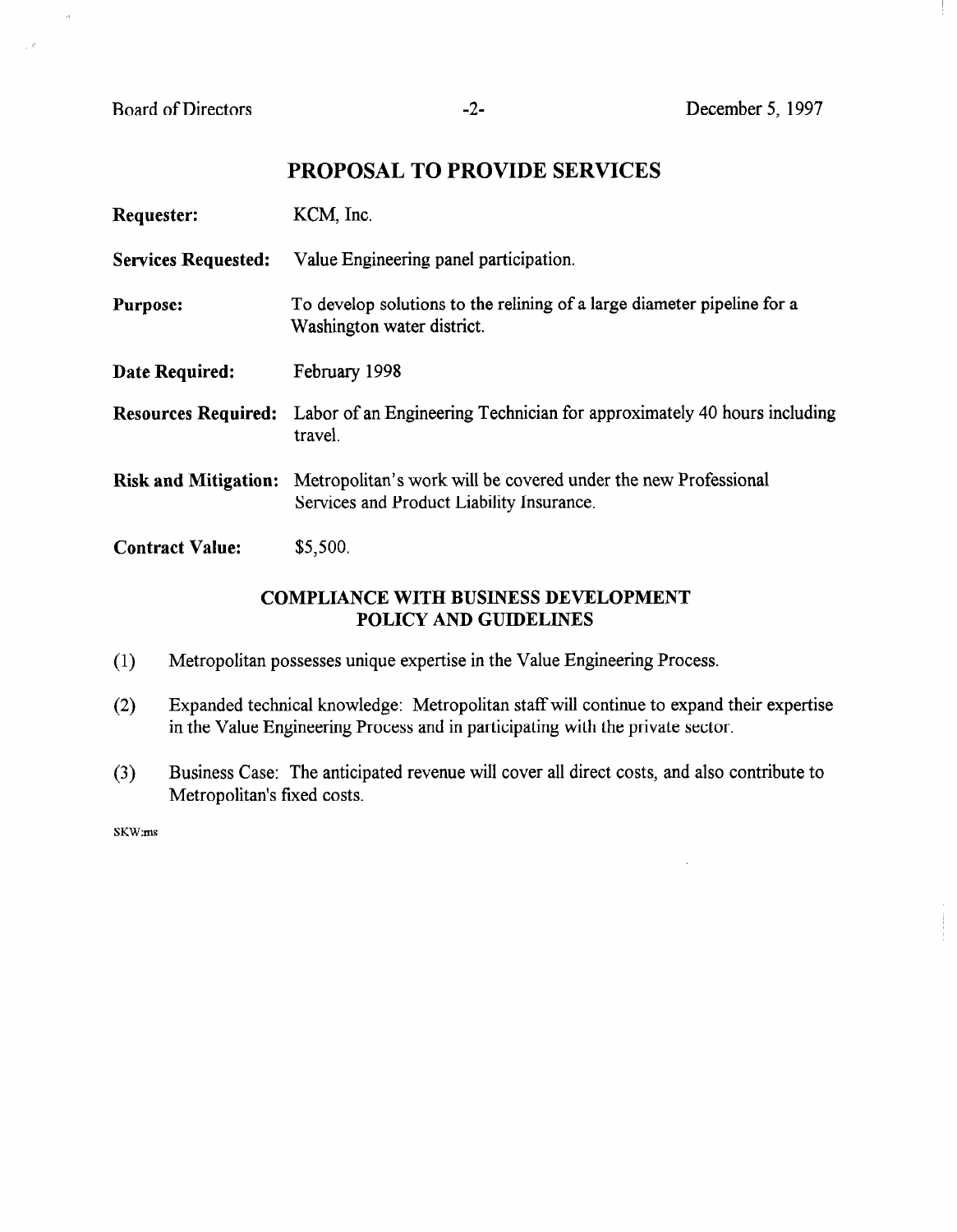## PROPOSAL TO PROVIDE SERVICES

**Requester:** KCM, Inc.

**Services Requested:** Value Engineering panel participation.

**Purpose:** To develop solutions to the relining of a large diameter pipeline for a Washington water district.

**Date Required:** February 1998

**Resources Required:** Labor of an Engineering Technician for approximately 40 hours including travel.

**Risk and Mitigation:** Metropolitan's work will be covered under the new Professional Services and Product Liability Insurance.

**Contract Value:** $5,500.

### COMPLIANCE WITH BUSINESS DEVELOPMENT POLICY AND GUIDELINES

(1) Metropolitan possesses unique expertise in the Value Engineering Process.

(2) Expanded technical knowledge: Metropolitan staff will continue to expand their expertise in the Value Engineering Process and in participating with the private sector.

(3) Business Case: The anticipated revenue will cover all direct costs, and also contribute to Metropolitan's fixed costs.

SKW:ms